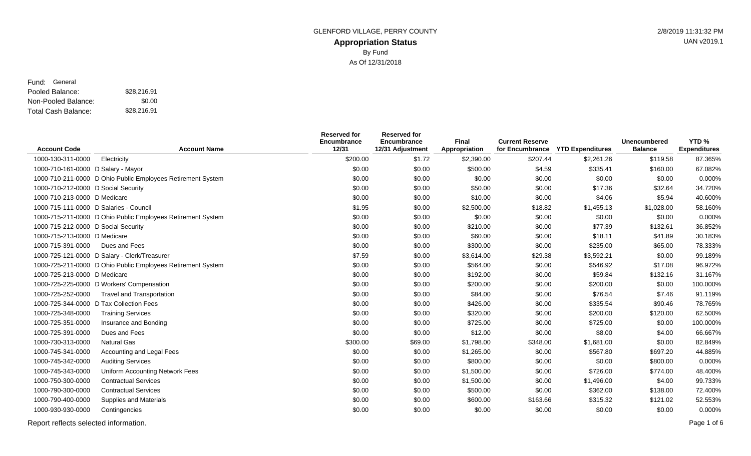GLENFORD VILLAGE, PERRY COUNTY

# Appropriation Status

By Fund

As Of 12/31/2018

2/8/2019 11:31:32 PM

UAN v2019.1

Fund: General

Pooled Balance: $28,216.91

Non-Pooled Balance: $0.00

Total Cash Balance: $28,216.91

| Account Code | Account Name | Reserved for Encumbrance 12/31 | Reserved for Encumbrance 12/31 Adjustment | Final Appropriation | Current Reserve for Encumbrance | YTD Expenditures | Unencumbered Balance | YTD % Expenditures |
|---|---|---|---|---|---|---|---|---|
| 1000-130-311-0000 | Electricity | $200.00 | $1.72 | $2,390.00 | $207.44 | $2,261.26 | $119.58 | 87.365% |
| 1000-710-161-0000 | D Salary - Mayor | $0.00 | $0.00 | $500.00 | $4.59 | $335.41 | $160.00 | 67.082% |
| 1000-710-211-0000 | D Ohio Public Employees Retirement System | $0.00 | $0.00 | $0.00 | $0.00 | $0.00 | $0.00 | 0.000% |
| 1000-710-212-0000 | D Social Security | $0.00 | $0.00 | $50.00 | $0.00 | $17.36 | $32.64 | 34.720% |
| 1000-710-213-0000 | D Medicare | $0.00 | $0.00 | $10.00 | $0.00 | $4.06 | $5.94 | 40.600% |
| 1000-715-111-0000 | D Salaries - Council | $1.95 | $0.00 | $2,500.00 | $18.82 | $1,455.13 | $1,028.00 | 58.160% |
| 1000-715-211-0000 | D Ohio Public Employees Retirement System | $0.00 | $0.00 | $0.00 | $0.00 | $0.00 | $0.00 | 0.000% |
| 1000-715-212-0000 | D Social Security | $0.00 | $0.00 | $210.00 | $0.00 | $77.39 | $132.61 | 36.852% |
| 1000-715-213-0000 | D Medicare | $0.00 | $0.00 | $60.00 | $0.00 | $18.11 | $41.89 | 30.183% |
| 1000-715-391-0000 | Dues and Fees | $0.00 | $0.00 | $300.00 | $0.00 | $235.00 | $65.00 | 78.333% |
| 1000-725-121-0000 | D Salary - Clerk/Treasurer | $7.59 | $0.00 | $3,614.00 | $29.38 | $3,592.21 | $0.00 | 99.189% |
| 1000-725-211-0000 | D Ohio Public Employees Retirement System | $0.00 | $0.00 | $564.00 | $0.00 | $546.92 | $17.08 | 96.972% |
| 1000-725-213-0000 | D Medicare | $0.00 | $0.00 | $192.00 | $0.00 | $59.84 | $132.16 | 31.167% |
| 1000-725-225-0000 | D Workers' Compensation | $0.00 | $0.00 | $200.00 | $0.00 | $200.00 | $0.00 | 100.000% |
| 1000-725-252-0000 | Travel and Transportation | $0.00 | $0.00 | $84.00 | $0.00 | $76.54 | $7.46 | 91.119% |
| 1000-725-344-0000 | D Tax Collection Fees | $0.00 | $0.00 | $426.00 | $0.00 | $335.54 | $90.46 | 78.765% |
| 1000-725-348-0000 | Training Services | $0.00 | $0.00 | $320.00 | $0.00 | $200.00 | $120.00 | 62.500% |
| 1000-725-351-0000 | Insurance and Bonding | $0.00 | $0.00 | $725.00 | $0.00 | $725.00 | $0.00 | 100.000% |
| 1000-725-391-0000 | Dues and Fees | $0.00 | $0.00 | $12.00 | $0.00 | $8.00 | $4.00 | 66.667% |
| 1000-730-313-0000 | Natural Gas | $300.00 | $69.00 | $1,798.00 | $348.00 | $1,681.00 | $0.00 | 82.849% |
| 1000-745-341-0000 | Accounting and Legal Fees | $0.00 | $0.00 | $1,265.00 | $0.00 | $567.80 | $697.20 | 44.885% |
| 1000-745-342-0000 | Auditing Services | $0.00 | $0.00 | $800.00 | $0.00 | $0.00 | $800.00 | 0.000% |
| 1000-745-343-0000 | Uniform Accounting Network Fees | $0.00 | $0.00 | $1,500.00 | $0.00 | $726.00 | $774.00 | 48.400% |
| 1000-750-300-0000 | Contractual Services | $0.00 | $0.00 | $1,500.00 | $0.00 | $1,496.00 | $4.00 | 99.733% |
| 1000-790-300-0000 | Contractual Services | $0.00 | $0.00 | $500.00 | $0.00 | $362.00 | $138.00 | 72.400% |
| 1000-790-400-0000 | Supplies and Materials | $0.00 | $0.00 | $600.00 | $163.66 | $315.32 | $121.02 | 52.553% |
| 1000-930-930-0000 | Contingencies | $0.00 | $0.00 | $0.00 | $0.00 | $0.00 | $0.00 | 0.000% |

Report reflects selected information.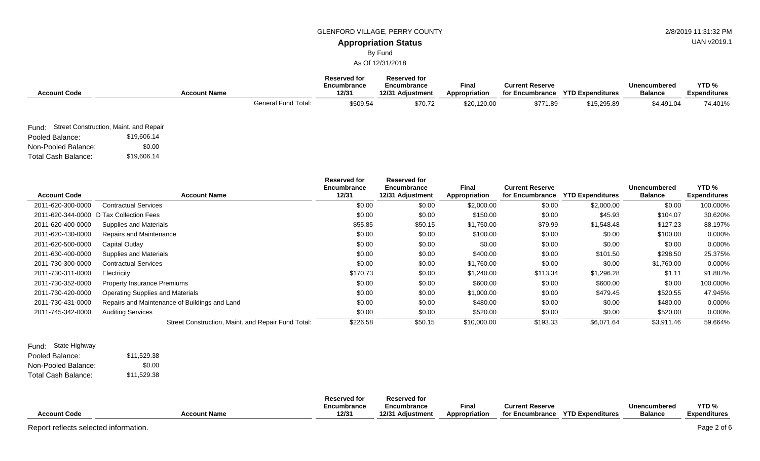GLENFORD VILLAGE, PERRY COUNTY

# Appropriation Status

By Fund

As Of 12/31/2018

| Account Code | Account Name | Reserved for Encumbrance 12/31 | Reserved for Encumbrance 12/31 Adjustment | Final Appropriation | Current Reserve for Encumbrance | YTD Expenditures | Unencumbered Balance | YTD % Expenditures |
|---|---|---|---|---|---|---|---|---|
| | General Fund Total: | $509.54 | $70.72 | $20,120.00 | $771.89 | $15,295.89 | $4,491.04 | 74.401% |

Fund: Street Construction, Maint. and Repair

Pooled Balance: $19,606.14

Non-Pooled Balance: $0.00

Total Cash Balance: $19,606.14

| Account Code | Account Name | Reserved for Encumbrance 12/31 | Reserved for Encumbrance 12/31 Adjustment | Final Appropriation | Current Reserve for Encumbrance | YTD Expenditures | Unencumbered Balance | YTD % Expenditures |
|---|---|---|---|---|---|---|---|---|
| 2011-620-300-0000 | Contractual Services | $0.00 | $0.00 | $2,000.00 | $0.00 | $2,000.00 | $0.00 | 100.000% |
| 2011-620-344-0000 | D Tax Collection Fees | $0.00 | $0.00 | $150.00 | $0.00 | $45.93 | $104.07 | 30.620% |
| 2011-620-400-0000 | Supplies and Materials | $55.85 | $50.15 | $1,750.00 | $79.99 | $1,548.48 | $127.23 | 88.197% |
| 2011-620-430-0000 | Repairs and Maintenance | $0.00 | $0.00 | $100.00 | $0.00 | $0.00 | $100.00 | 0.000% |
| 2011-620-500-0000 | Capital Outlay | $0.00 | $0.00 | $0.00 | $0.00 | $0.00 | $0.00 | 0.000% |
| 2011-630-400-0000 | Supplies and Materials | $0.00 | $0.00 | $400.00 | $0.00 | $101.50 | $298.50 | 25.375% |
| 2011-730-300-0000 | Contractual Services | $0.00 | $0.00 | $1,760.00 | $0.00 | $0.00 | $1,760.00 | 0.000% |
| 2011-730-311-0000 | Electricity | $170.73 | $0.00 | $1,240.00 | $113.34 | $1,296.28 | $1.11 | 91.887% |
| 2011-730-352-0000 | Property Insurance Premiums | $0.00 | $0.00 | $600.00 | $0.00 | $600.00 | $0.00 | 100.000% |
| 2011-730-420-0000 | Operating Supplies and Materials | $0.00 | $0.00 | $1,000.00 | $0.00 | $479.45 | $520.55 | 47.945% |
| 2011-730-431-0000 | Repairs and Maintenance of Buildings and Land | $0.00 | $0.00 | $480.00 | $0.00 | $0.00 | $480.00 | 0.000% |
| 2011-745-342-0000 | Auditing Services | $0.00 | $0.00 | $520.00 | $0.00 | $0.00 | $520.00 | 0.000% |
| | Street Construction, Maint. and Repair Fund Total: | $226.58 | $50.15 | $10,000.00 | $193.33 | $6,071.64 | $3,911.46 | 59.664% |

Fund: State Highway

Pooled Balance: $11,529.38

Non-Pooled Balance: $0.00

Total Cash Balance: $11,529.38

| Account Code | Account Name | Reserved for Encumbrance 12/31 | Reserved for Encumbrance 12/31 Adjustment | Final Appropriation | Current Reserve for Encumbrance | YTD Expenditures | Unencumbered Balance | YTD % Expenditures |
|---|---|---|---|---|---|---|---|---|

Report reflects selected information.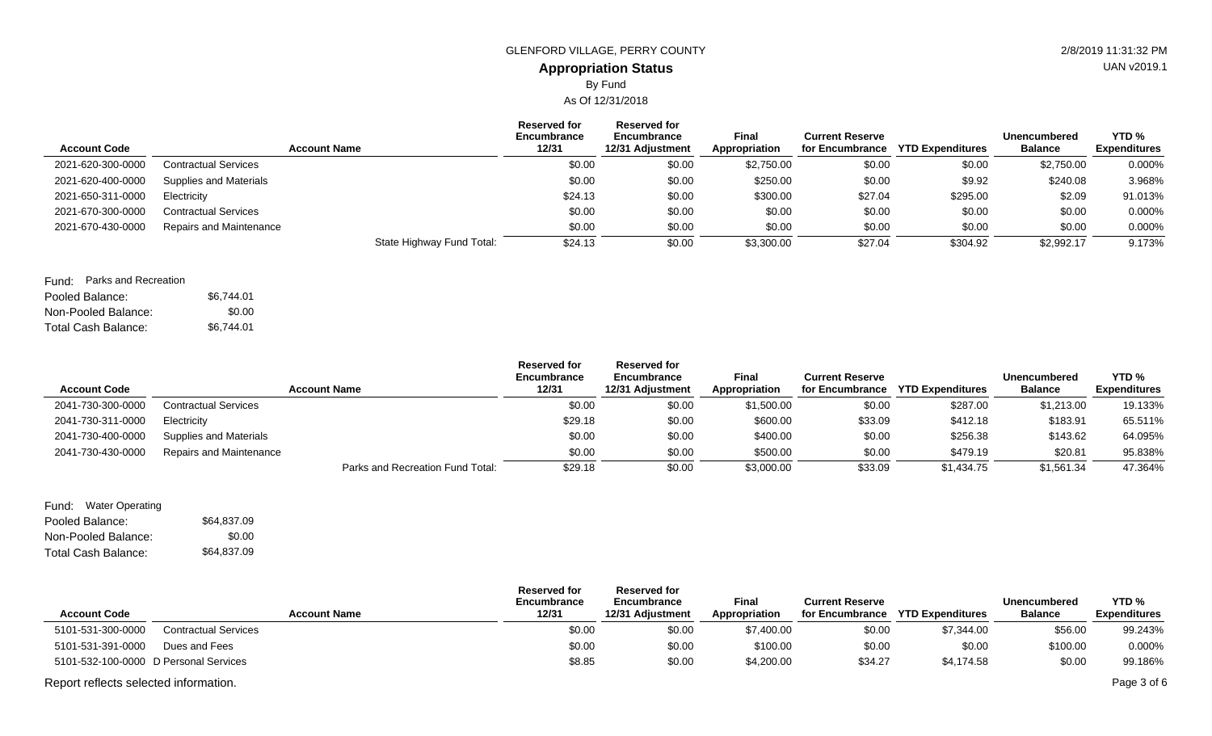GLENFORD VILLAGE, PERRY COUNTY

## Appropriation Status

By Fund

As Of 12/31/2018

| Account Code | Account Name | Reserved for Encumbrance 12/31 | Reserved for Encumbrance 12/31 Adjustment | Final Appropriation | Current Reserve for Encumbrance | YTD Expenditures | Unencumbered Balance | YTD % Expenditures |
|---|---|---|---|---|---|---|---|---|
| 2021-620-300-0000 | Contractual Services | $0.00 | $0.00 | $2,750.00 | $0.00 | $0.00 | $2,750.00 | 0.000% |
| 2021-620-400-0000 | Supplies and Materials | $0.00 | $0.00 | $250.00 | $0.00 | $9.92 | $240.08 | 3.968% |
| 2021-650-311-0000 | Electricity | $24.13 | $0.00 | $300.00 | $27.04 | $295.00 | $2.09 | 91.013% |
| 2021-670-300-0000 | Contractual Services | $0.00 | $0.00 | $0.00 | $0.00 | $0.00 | $0.00 | 0.000% |
| 2021-670-430-0000 | Repairs and Maintenance | $0.00 | $0.00 | $0.00 | $0.00 | $0.00 | $0.00 | 0.000% |
| | State Highway Fund Total: | $24.13 | $0.00 | $3,300.00 | $27.04 | $304.92 | $2,992.17 | 9.173% |

Fund: Parks and Recreation

Pooled Balance: $6,744.01

Non-Pooled Balance: $0.00

Total Cash Balance: $6,744.01

| Account Code | Account Name | Reserved for Encumbrance 12/31 | Reserved for Encumbrance 12/31 Adjustment | Final Appropriation | Current Reserve for Encumbrance | YTD Expenditures | Unencumbered Balance | YTD % Expenditures |
|---|---|---|---|---|---|---|---|---|
| 2041-730-300-0000 | Contractual Services | $0.00 | $0.00 | $1,500.00 | $0.00 | $287.00 | $1,213.00 | 19.133% |
| 2041-730-311-0000 | Electricity | $29.18 | $0.00 | $600.00 | $33.09 | $412.18 | $183.91 | 65.511% |
| 2041-730-400-0000 | Supplies and Materials | $0.00 | $0.00 | $400.00 | $0.00 | $256.38 | $143.62 | 64.095% |
| 2041-730-430-0000 | Repairs and Maintenance | $0.00 | $0.00 | $500.00 | $0.00 | $479.19 | $20.81 | 95.838% |
| | Parks and Recreation Fund Total: | $29.18 | $0.00 | $3,000.00 | $33.09 | $1,434.75 | $1,561.34 | 47.364% |

Fund: Water Operating

Pooled Balance: $64,837.09

Non-Pooled Balance: $0.00

Total Cash Balance: $64,837.09

| Account Code | Account Name | Reserved for Encumbrance 12/31 | Reserved for Encumbrance 12/31 Adjustment | Final Appropriation | Current Reserve for Encumbrance | YTD Expenditures | Unencumbered Balance | YTD % Expenditures |
|---|---|---|---|---|---|---|---|---|
| 5101-531-300-0000 | Contractual Services | $0.00 | $0.00 | $7,400.00 | $0.00 | $7,344.00 | $56.00 | 99.243% |
| 5101-531-391-0000 | Dues and Fees | $0.00 | $0.00 | $100.00 | $0.00 | $0.00 | $100.00 | 0.000% |
| 5101-532-100-0000 | D Personal Services | $8.85 | $0.00 | $4,200.00 | $34.27 | $4,174.58 | $0.00 | 99.186% |

Report reflects selected information.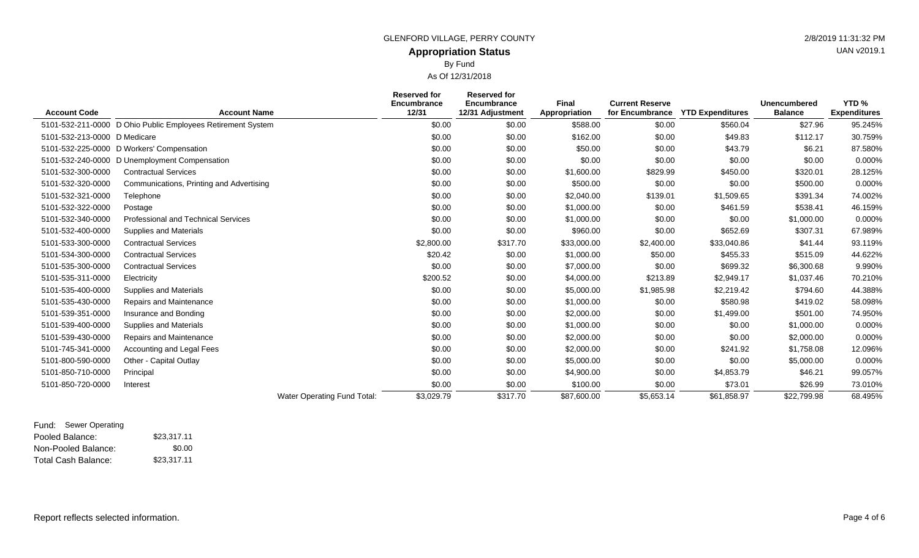GLENFORD VILLAGE, PERRY COUNTY

## Appropriation Status

By Fund

As Of 12/31/2018

| Account Code | Account Name | Reserved for Encumbrance 12/31 | Reserved for Encumbrance 12/31 Adjustment | Final Appropriation | Current Reserve for Encumbrance | YTD Expenditures | Unencumbered Balance | YTD % Expenditures |
|---|---|---|---|---|---|---|---|---|
| 5101-532-211-0000 | D Ohio Public Employees Retirement System | $0.00 | $0.00 | $588.00 | $0.00 | $560.04 | $27.96 | 95.245% |
| 5101-532-213-0000 | D Medicare | $0.00 | $0.00 | $162.00 | $0.00 | $49.83 | $112.17 | 30.759% |
| 5101-532-225-0000 | D Workers' Compensation | $0.00 | $0.00 | $50.00 | $0.00 | $43.79 | $6.21 | 87.580% |
| 5101-532-240-0000 | D Unemployment Compensation | $0.00 | $0.00 | $0.00 | $0.00 | $0.00 | $0.00 | 0.000% |
| 5101-532-300-0000 | Contractual Services | $0.00 | $0.00 | $1,600.00 | $829.99 | $450.00 | $320.01 | 28.125% |
| 5101-532-320-0000 | Communications, Printing and Advertising | $0.00 | $0.00 | $500.00 | $0.00 | $0.00 | $500.00 | 0.000% |
| 5101-532-321-0000 | Telephone | $0.00 | $0.00 | $2,040.00 | $139.01 | $1,509.65 | $391.34 | 74.002% |
| 5101-532-322-0000 | Postage | $0.00 | $0.00 | $1,000.00 | $0.00 | $461.59 | $538.41 | 46.159% |
| 5101-532-340-0000 | Professional and Technical Services | $0.00 | $0.00 | $1,000.00 | $0.00 | $0.00 | $1,000.00 | 0.000% |
| 5101-532-400-0000 | Supplies and Materials | $0.00 | $0.00 | $960.00 | $0.00 | $652.69 | $307.31 | 67.989% |
| 5101-533-300-0000 | Contractual Services | $2,800.00 | $317.70 | $33,000.00 | $2,400.00 | $33,040.86 | $41.44 | 93.119% |
| 5101-534-300-0000 | Contractual Services | $20.42 | $0.00 | $1,000.00 | $50.00 | $455.33 | $515.09 | 44.622% |
| 5101-535-300-0000 | Contractual Services | $0.00 | $0.00 | $7,000.00 | $0.00 | $699.32 | $6,300.68 | 9.990% |
| 5101-535-311-0000 | Electricity | $200.52 | $0.00 | $4,000.00 | $213.89 | $2,949.17 | $1,037.46 | 70.210% |
| 5101-535-400-0000 | Supplies and Materials | $0.00 | $0.00 | $5,000.00 | $1,985.98 | $2,219.42 | $794.60 | 44.388% |
| 5101-535-430-0000 | Repairs and Maintenance | $0.00 | $0.00 | $1,000.00 | $0.00 | $580.98 | $419.02 | 58.098% |
| 5101-539-351-0000 | Insurance and Bonding | $0.00 | $0.00 | $2,000.00 | $0.00 | $1,499.00 | $501.00 | 74.950% |
| 5101-539-400-0000 | Supplies and Materials | $0.00 | $0.00 | $1,000.00 | $0.00 | $0.00 | $1,000.00 | 0.000% |
| 5101-539-430-0000 | Repairs and Maintenance | $0.00 | $0.00 | $2,000.00 | $0.00 | $0.00 | $2,000.00 | 0.000% |
| 5101-745-341-0000 | Accounting and Legal Fees | $0.00 | $0.00 | $2,000.00 | $0.00 | $241.92 | $1,758.08 | 12.096% |
| 5101-800-590-0000 | Other - Capital Outlay | $0.00 | $0.00 | $5,000.00 | $0.00 | $0.00 | $5,000.00 | 0.000% |
| 5101-850-710-0000 | Principal | $0.00 | $0.00 | $4,900.00 | $0.00 | $4,853.79 | $46.21 | 99.057% |
| 5101-850-720-0000 | Interest | $0.00 | $0.00 | $100.00 | $0.00 | $73.01 | $26.99 | 73.010% |
| | Water Operating Fund Total: | $3,029.79 | $317.70 | $87,600.00 | $5,653.14 | $61,858.97 | $22,799.98 | 68.495% |

Fund: Sewer Operating

| | |
|---|---|
| Pooled Balance: | $23,317.11 |
| Non-Pooled Balance: | $0.00 |
| Total Cash Balance: | $23,317.11 |

Report reflects selected information.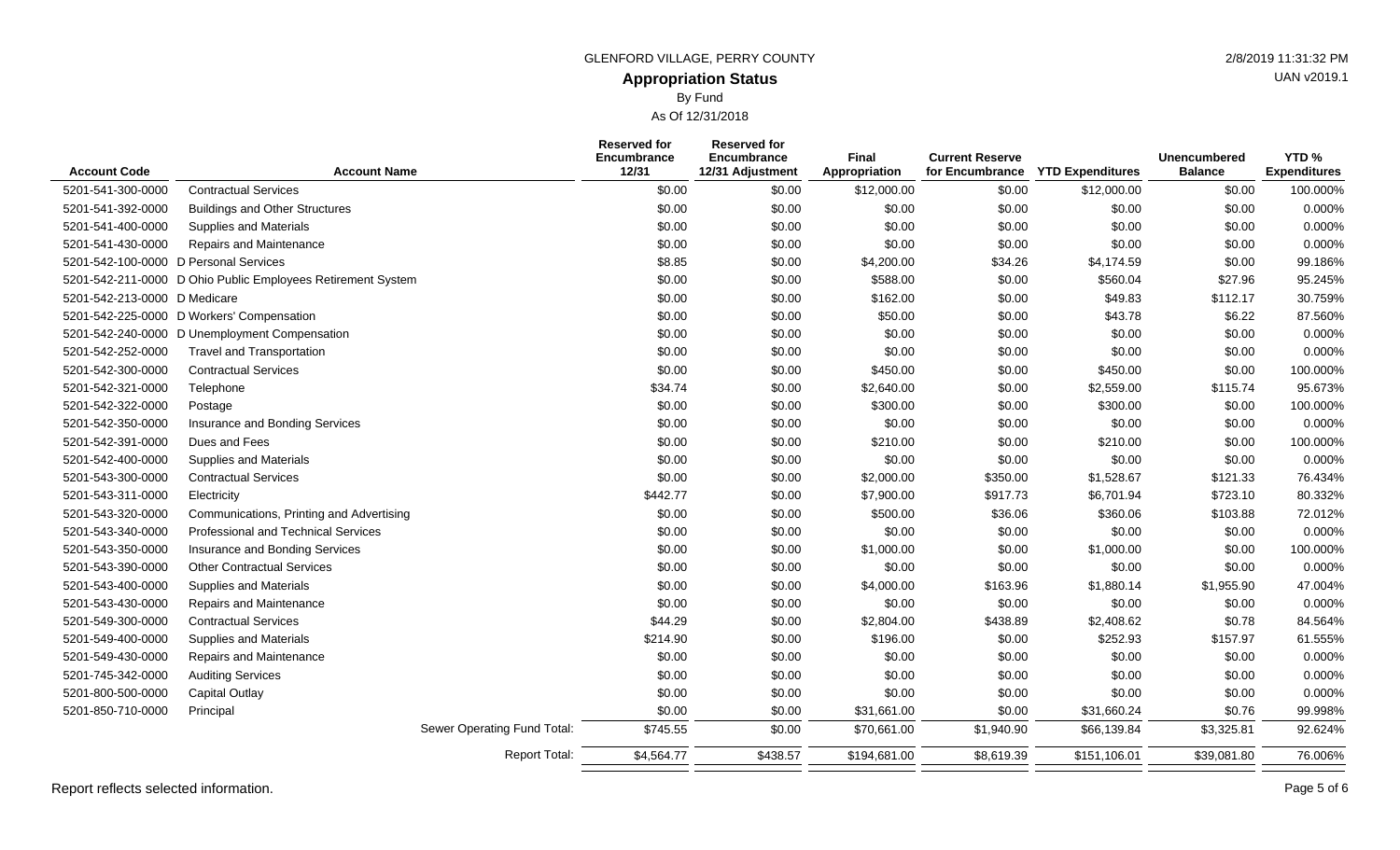GLENFORD VILLAGE, PERRY COUNTY

2/8/2019 11:31:32 PM

UAN v2019.1

## Appropriation Status

By Fund

As Of 12/31/2018

| Account Code | Account Name | Reserved for Encumbrance 12/31 | Reserved for Encumbrance 12/31 Adjustment | Final Appropriation | Current Reserve for Encumbrance | YTD Expenditures | Unencumbered Balance | YTD % Expenditures |
|---|---|---|---|---|---|---|---|---|
| 5201-541-300-0000 | Contractual Services | $0.00 | $0.00 | $12,000.00 | $0.00 | $12,000.00 | $0.00 | 100.000% |
| 5201-541-392-0000 | Buildings and Other Structures | $0.00 | $0.00 | $0.00 | $0.00 | $0.00 | $0.00 | 0.000% |
| 5201-541-400-0000 | Supplies and Materials | $0.00 | $0.00 | $0.00 | $0.00 | $0.00 | $0.00 | 0.000% |
| 5201-541-430-0000 | Repairs and Maintenance | $0.00 | $0.00 | $0.00 | $0.00 | $0.00 | $0.00 | 0.000% |
| 5201-542-100-0000 | D Personal Services | $8.85 | $0.00 | $4,200.00 | $34.26 | $4,174.59 | $0.00 | 99.186% |
| 5201-542-211-0000 | D Ohio Public Employees Retirement System | $0.00 | $0.00 | $588.00 | $0.00 | $560.04 | $27.96 | 95.245% |
| 5201-542-213-0000 | D Medicare | $0.00 | $0.00 | $162.00 | $0.00 | $49.83 | $112.17 | 30.759% |
| 5201-542-225-0000 | D Workers' Compensation | $0.00 | $0.00 | $50.00 | $0.00 | $43.78 | $6.22 | 87.560% |
| 5201-542-240-0000 | D Unemployment Compensation | $0.00 | $0.00 | $0.00 | $0.00 | $0.00 | $0.00 | 0.000% |
| 5201-542-252-0000 | Travel and Transportation | $0.00 | $0.00 | $0.00 | $0.00 | $0.00 | $0.00 | 0.000% |
| 5201-542-300-0000 | Contractual Services | $0.00 | $0.00 | $450.00 | $0.00 | $450.00 | $0.00 | 100.000% |
| 5201-542-321-0000 | Telephone | $34.74 | $0.00 | $2,640.00 | $0.00 | $2,559.00 | $115.74 | 95.673% |
| 5201-542-322-0000 | Postage | $0.00 | $0.00 | $300.00 | $0.00 | $300.00 | $0.00 | 100.000% |
| 5201-542-350-0000 | Insurance and Bonding Services | $0.00 | $0.00 | $0.00 | $0.00 | $0.00 | $0.00 | 0.000% |
| 5201-542-391-0000 | Dues and Fees | $0.00 | $0.00 | $210.00 | $0.00 | $210.00 | $0.00 | 100.000% |
| 5201-542-400-0000 | Supplies and Materials | $0.00 | $0.00 | $0.00 | $0.00 | $0.00 | $0.00 | 0.000% |
| 5201-543-300-0000 | Contractual Services | $0.00 | $0.00 | $2,000.00 | $350.00 | $1,528.67 | $121.33 | 76.434% |
| 5201-543-311-0000 | Electricity | $442.77 | $0.00 | $7,900.00 | $917.73 | $6,701.94 | $723.10 | 80.332% |
| 5201-543-320-0000 | Communications, Printing and Advertising | $0.00 | $0.00 | $500.00 | $36.06 | $360.06 | $103.88 | 72.012% |
| 5201-543-340-0000 | Professional and Technical Services | $0.00 | $0.00 | $0.00 | $0.00 | $0.00 | $0.00 | 0.000% |
| 5201-543-350-0000 | Insurance and Bonding Services | $0.00 | $0.00 | $1,000.00 | $0.00 | $1,000.00 | $0.00 | 100.000% |
| 5201-543-390-0000 | Other Contractual Services | $0.00 | $0.00 | $0.00 | $0.00 | $0.00 | $0.00 | 0.000% |
| 5201-543-400-0000 | Supplies and Materials | $0.00 | $0.00 | $4,000.00 | $163.96 | $1,880.14 | $1,955.90 | 47.004% |
| 5201-543-430-0000 | Repairs and Maintenance | $0.00 | $0.00 | $0.00 | $0.00 | $0.00 | $0.00 | 0.000% |
| 5201-549-300-0000 | Contractual Services | $44.29 | $0.00 | $2,804.00 | $438.89 | $2,408.62 | $0.78 | 84.564% |
| 5201-549-400-0000 | Supplies and Materials | $214.90 | $0.00 | $196.00 | $0.00 | $252.93 | $157.97 | 61.555% |
| 5201-549-430-0000 | Repairs and Maintenance | $0.00 | $0.00 | $0.00 | $0.00 | $0.00 | $0.00 | 0.000% |
| 5201-745-342-0000 | Auditing Services | $0.00 | $0.00 | $0.00 | $0.00 | $0.00 | $0.00 | 0.000% |
| 5201-800-500-0000 | Capital Outlay | $0.00 | $0.00 | $0.00 | $0.00 | $0.00 | $0.00 | 0.000% |
| 5201-850-710-0000 | Principal | $0.00 | $0.00 | $31,661.00 | $0.00 | $31,660.24 | $0.76 | 99.998% |
| | Sewer Operating Fund Total: | $745.55 | $0.00 | $70,661.00 | $1,940.90 | $66,139.84 | $3,325.81 | 92.624% |
| | Report Total: | $4,564.77 | $438.57 | $194,681.00 | $8,619.39 | $151,106.01 | $39,081.80 | 76.006% |

Report reflects selected information.